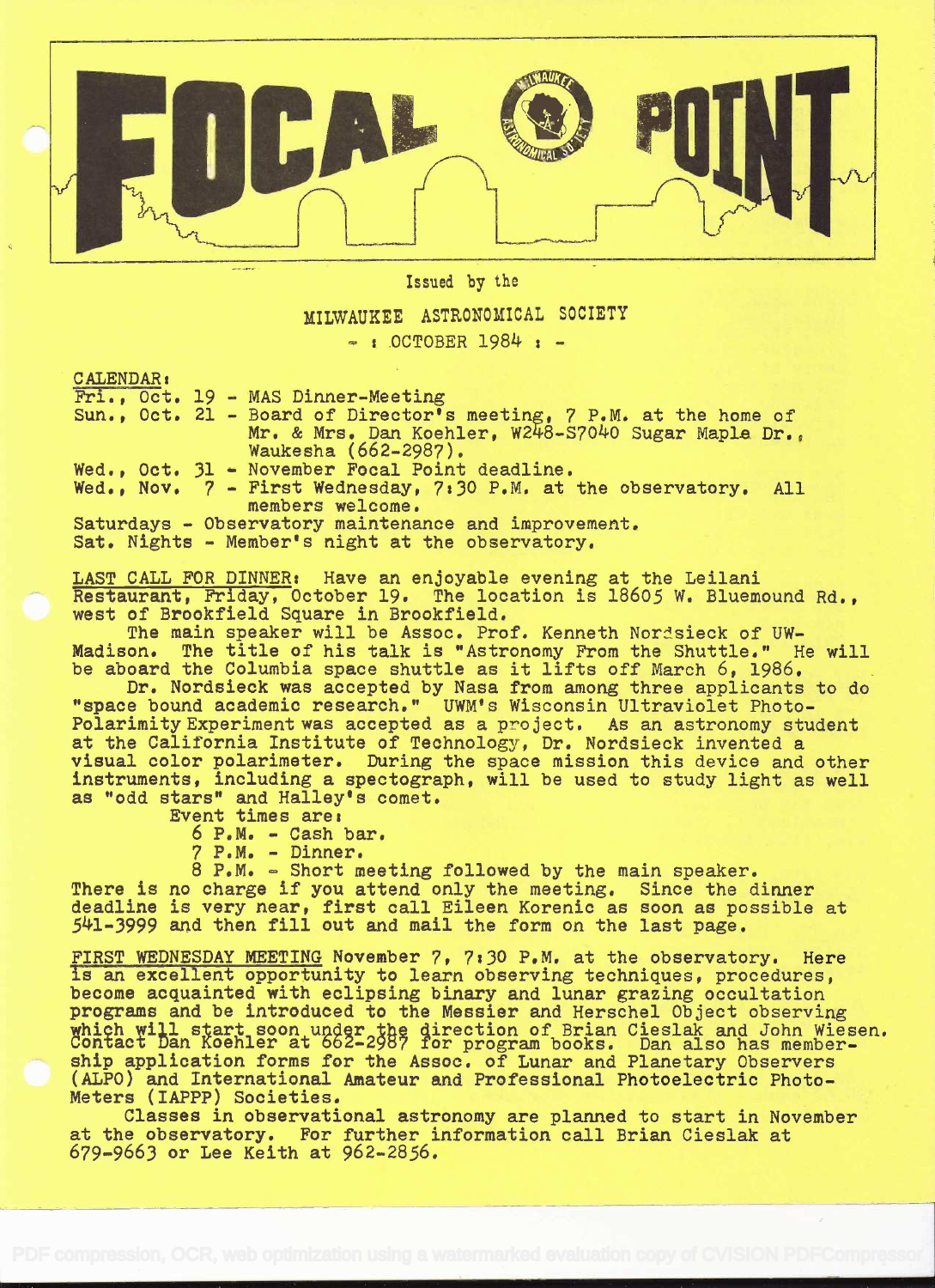# FOCAL POINT

Issued by the

MILWAUKEE ASTRONOMICAL SOCIETY

- : OCTOBER 1984 : -

CALENDAR:

Fri., Oct. 19 - MAS Dinner-Meeting

Sun., Oct. 21 - Board of Director's meeting, 7 P.M. at the home of Mr. & Mrs. Dan Koehler, W248-S7040 Sugar Maple Dr., Waukesha (662-2987).

Wed., Oct. 31 - November Focal Point deadline.

Wed., Nov. 7 - First Wednesday, 7:30 P.M. at the observatory. All members welcome.

Saturdays - Observatory maintenance and improvement.

Sat. Nights - Member's night at the observatory.

LAST CALL FOR DINNER: Have an enjoyable evening at the Leilani Restaurant, Friday, October 19. The location is 18605 W. Bluemound Rd., west of Brookfield Square in Brookfield.

The main speaker will be Assoc. Prof. Kenneth Nordsieck of UW-Madison. The title of his talk is "Astronomy From the Shuttle." He will be aboard the Columbia space shuttle as it lifts off March 6, 1986.

Dr. Nordsieck was accepted by Nasa from among three applicants to do "space bound academic research." UWM's Wisconsin Ultraviolet Photo-Polarimity Experiment was accepted as a project. As an astronomy student at the California Institute of Technology, Dr. Nordsieck invented a visual color polarimeter. During the space mission this device and other instruments, including a spectograph, will be used to study light as well as "odd stars" and Halley's comet.

Event times are:

6 P.M. - Cash bar.

7 P.M. - Dinner.

8 P.M. - Short meeting followed by the main speaker.

There is no charge if you attend only the meeting. Since the dinner deadline is very near, first call Eileen Korenic as soon as possible at 541-3999 and then fill out and mail the form on the last page.

FIRST WEDNESDAY MEETING November 7, 7:30 P.M. at the observatory. Here is an excellent opportunity to learn observing techniques, procedures, become acquainted with eclipsing binary and lunar grazing occultation programs and be introduced to the Messier and Herschel Object observing which will start soon under the direction of Brian Cieslak and John Wiesen. Contact Dan Koehler at 662-2987 for program books. Dan also has membership application forms for the Assoc. of Lunar and Planetary Observers (ALPO) and International Amateur and Professional Photoelectric Photo-Meters (IAPPP) Societies.

Classes in observational astronomy are planned to start in November at the observatory. For further information call Brian Cieslak at 679-9663 or Lee Keith at 962-2856.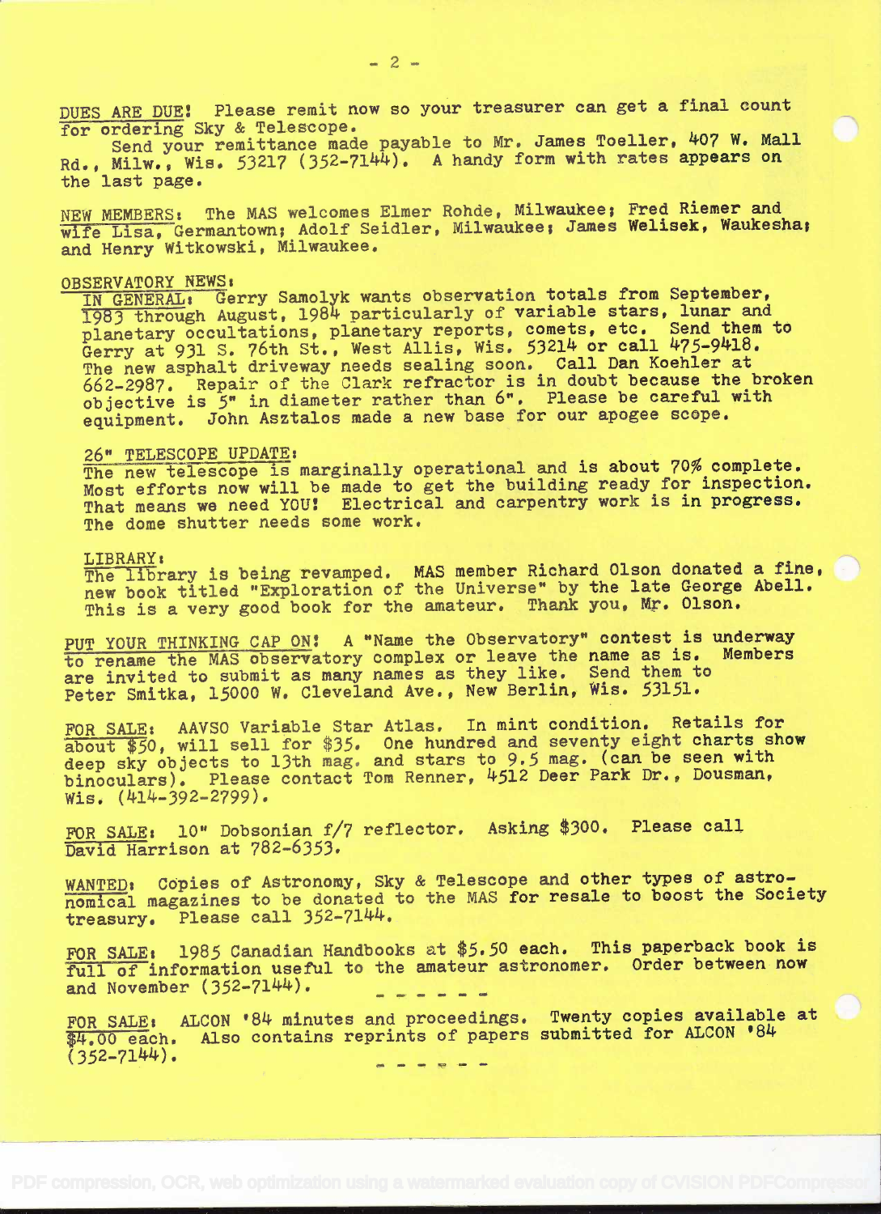__DUES ARE DUE!__ Please remit now so your treasurer can get a final count for ordering Sky & Telescope.

Send your remittance made payable to Mr. James Toeller, 407 W. Mall Rd., Milw., Wis. 53217 (352-7144). A handy form with rates appears on the last page.

__NEW MEMBERS:__ The MAS welcomes Elmer Rohde, Milwaukee; Fred Riemer and wife Lisa, Germantown; Adolf Seidler, Milwaukee; James Welisek, Waukesha; and Henry Witkowski, Milwaukee.

__OBSERVATORY NEWS:__

__IN GENERAL:__ Gerry Samolyk wants observation totals from September, 1983 through August, 1984 particularly of variable stars, lunar and planetary occultations, planetary reports, comets, etc. Send them to Gerry at 931 S. 76th St., West Allis, Wis. 53214 or call 475-9418. The new asphalt driveway needs sealing soon. Call Dan Koehler at 662-2987. Repair of the Clark refractor is in doubt because the broken objective is 5" in diameter rather than 6". Please be careful with equipment. John Asztalos made a new base for our apogee scope.

__26" TELESCOPE UPDATE:__

The new telescope is marginally operational and is about 70% complete. Most efforts now will be made to get the building ready for inspection. That means we need YOU! Electrical and carpentry work is in progress. The dome shutter needs some work.

__LIBRARY:__

The library is being revamped. MAS member Richard Olson donated a fine, new book titled "Exploration of the Universe" by the late George Abell. This is a very good book for the amateur. Thank you, Mr. Olson.

__PUT YOUR THINKING CAP ON!__ A "Name the Observatory" contest is underway to rename the MAS observatory complex or leave the name as is. Members are invited to submit as many names as they like. Send them to Peter Smitka, 15000 W. Cleveland Ave., New Berlin, Wis. 53151.

__FOR SALE:__ AAVSO Variable Star Atlas. In mint condition. Retails for about $50, will sell for $35. One hundred and seventy eight charts show deep sky objects to 13th mag. and stars to 9.5 mag. (can be seen with binoculars). Please contact Tom Renner, 4512 Deer Park Dr., Dousman, Wis. (414-392-2799).

__FOR SALE:__ 10" Dobsonian f/7 reflector. Asking $300. Please call David Harrison at 782-6353.

__WANTED:__ Copies of Astronomy, Sky & Telescope and other types of astronomical magazines to be donated to the MAS for resale to boost the Society treasury. Please call 352-7144.

__FOR SALE:__ 1985 Canadian Handbooks at $5.50 each. This paperback book is full of information useful to the amateur astronomer. Order between now and November (352-7144).

\- - - - - -

__FOR SALE:__ ALCON '84 minutes and proceedings. Twenty copies available at $4.00 each. Also contains reprints of papers submitted for ALCON '84 (352-7144).

\- - - - - -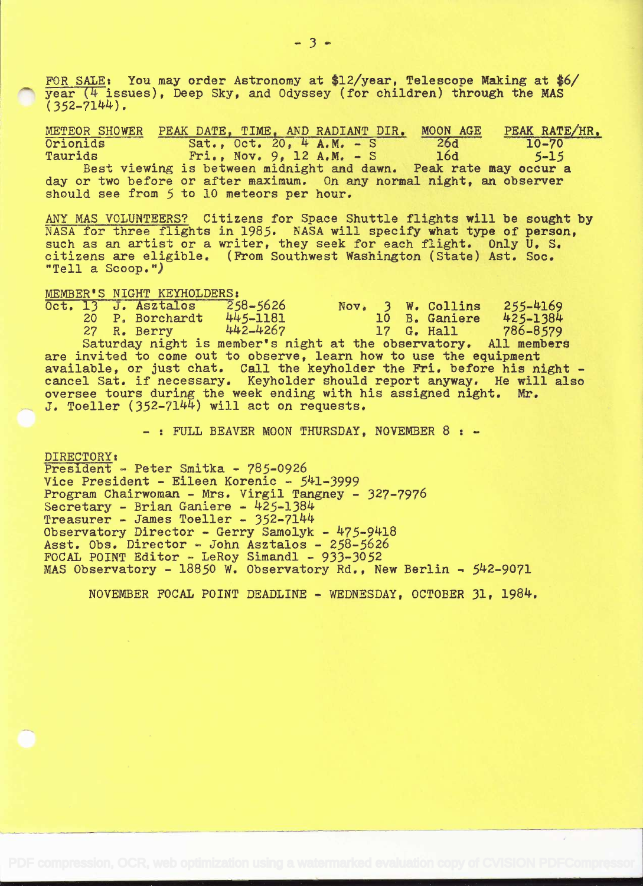FOR SALE: You may order Astronomy at $12/year, Telescope Making at $6/year (4 issues), Deep Sky, and Odyssey (for children) through the MAS (352-7144).

| METEOR SHOWER | PEAK DATE, TIME, AND RADIANT DIR. | MOON AGE | PEAK RATE/HR. |
|---|---|---|---|
| Orionids | Sat., Oct. 20, 4 A.M. - S | 26d | 10-70 |
| Taurids | Fri., Nov. 9, 12 A.M. - S | 16d | 5-15 |

Best viewing is between midnight and dawn. Peak rate may occur a day or two before or after maximum. On any normal night, an observer should see from 5 to 10 meteors per hour.

ANY MAS VOLUNTEERS? Citizens for Space Shuttle flights will be sought by NASA for three flights in 1985. NASA will specify what type of person, such as an artist or a writer, they seek for each flight. Only U. S. citizens are eligible. (From Southwest Washington (State) Ast. Soc. "Tell a Scoop.")

MEMBER'S NIGHT KEYHOLDERS:

| Date | Keyholder | Phone | Date | Keyholder | Phone |
|---|---|---|---|---|---|
| Oct. 13 | J. Asztalos | 258-5626 | Nov. 3 | W. Collins | 255-4169 |
| 20 | P. Borchardt | 445-1181 | 10 | B. Ganiere | 425-1384 |
| 27 | R. Berry | 442-4267 | 17 | G. Hall | 786-8579 |

Saturday night is member's night at the observatory. All members are invited to come out to observe, learn how to use the equipment available, or just chat. Call the keyholder the Fri. before his night - cancel Sat. if necessary. Keyholder should report anyway. He will also oversee tours during the week ending with his assigned night. Mr. J. Toeller (352-7144) will act on requests.

- : FULL BEAVER MOON THURSDAY, NOVEMBER 8 : -

DIRECTORY:

President - Peter Smitka - 785-0926
Vice President - Eileen Korenic - 541-3999
Program Chairwoman - Mrs. Virgil Tangney - 327-7976
Secretary - Brian Ganiere - 425-1384
Treasurer - James Toeller - 352-7144
Observatory Director - Gerry Samolyk - 475-9418
Asst. Obs. Director - John Asztalos - 258-5626
FOCAL POINT Editor - LeRoy Simandl - 933-3052
MAS Observatory - 18850 W. Observatory Rd., New Berlin - 542-9071

NOVEMBER FOCAL POINT DEADLINE - WEDNESDAY, OCTOBER 31, 1984.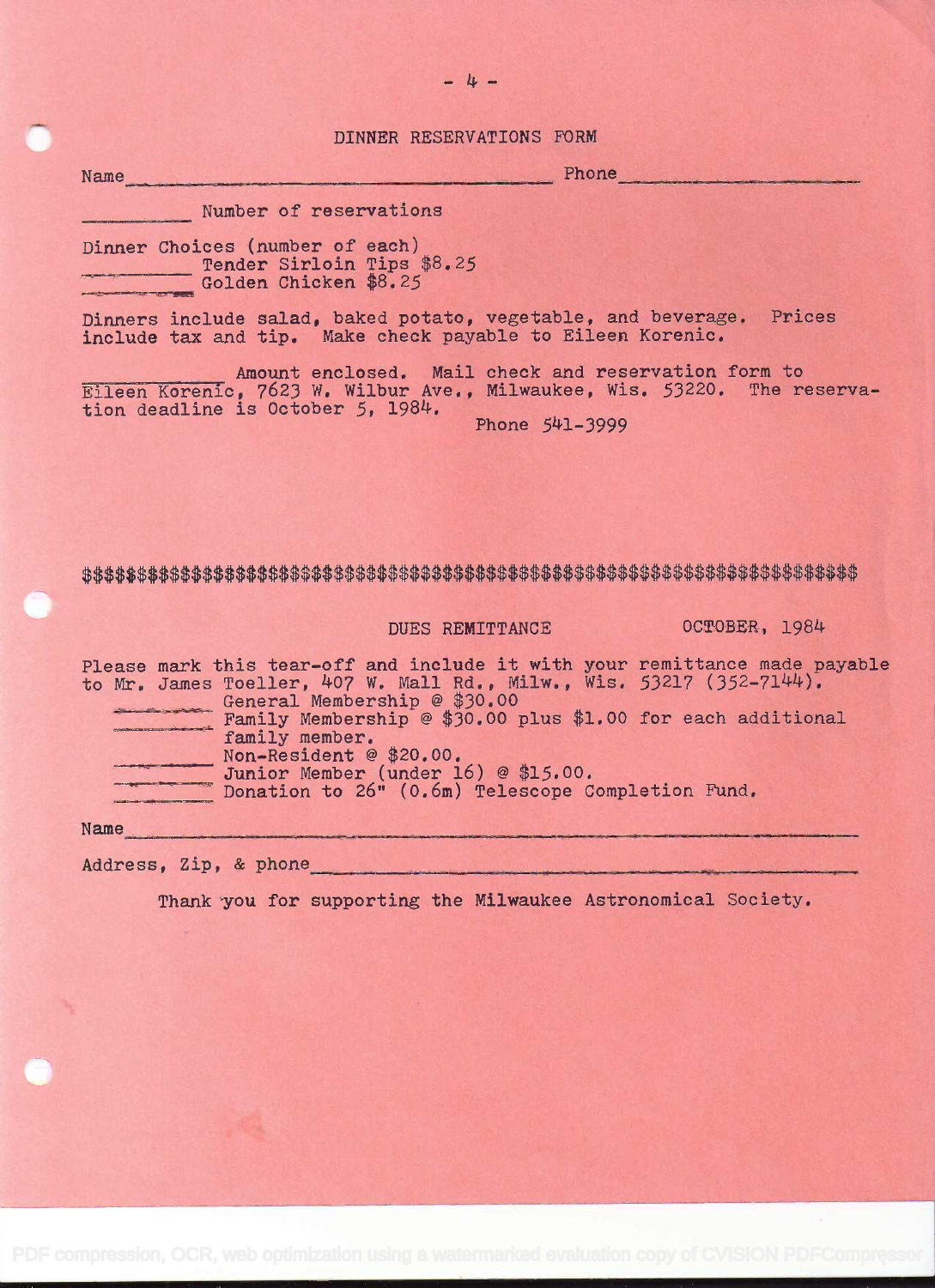## DINNER RESERVATIONS FORM

Name_______________________________ Phone_______________

__________ Number of reservations

Dinner Choices (number of each)

__________ Tender Sirloin Tips $8.25

__________ Golden Chicken $8.25

Dinners include salad, baked potato, vegetable, and beverage. Prices include tax and tip. Make check payable to Eileen Korenic.

__________ Amount enclosed. Mail check and reservation form to Eileen Korenic, 7623 W. Wilbur Ave., Milwaukee, Wis. 53220. The reservation deadline is October 5, 1984.

Phone 541-3999

$$$$$$$$$$$$$$$$$$$$$$$$$$$$$$$$$$$$$$$$$$$$$$$$$$$$$$$$$$$$$$$$$$$$$$$$$$$$$$$$

## DUES REMITTANCE OCTOBER, 1984

Please mark this tear-off and include it with your remittance made payable to Mr. James Toeller, 407 W. Mall Rd., Milw., Wis. 53217 (352-7144).

__________ General Membership @ $30.00

__________ Family Membership @ $30.00 plus $1.00 for each additional family member.

__________ Non-Resident @ $20.00.

__________ Junior Member (under 16) @ $15.00.

__________ Donation to 26" (0.6m) Telescope Completion Fund.

Name_______________________________________________

Address, Zip, & phone_______________________________

Thank you for supporting the Milwaukee Astronomical Society.